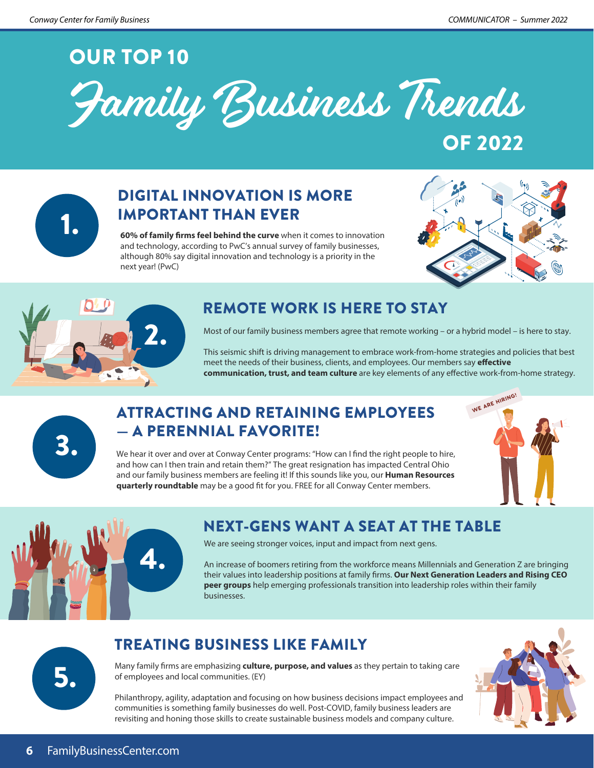# OUR TOP 10 Family Business Trends OF 2022

## 1. DIGITAL INNOVATION IS MORE IMPORTANT THAN EVER

**60% of family firms feel behind the curve** when it comes to innovation and technology, according to PwC's annual survey of family businesses, although 80% say digital innovation and technology is a priority in the next year! (PwC)

## 2. REMOTE WORK IS HERE TO STAY

Most of our family business members agree that remote working – or a hybrid model – is here to stay.

This seismic shift is driving management to embrace work-from-home strategies and policies that best meet the needs of their business, clients, and employees. Our members say **effective communication, trust, and team culture** are key elements of any effective work-from-home strategy.

## 3. ATTRACTING AND RETAINING EMPLOYEES — A PERENNIAL FAVORITE!

We hear it over and over at Conway Center programs: "How can I find the right people to hire, and how can I then train and retain them?" The great resignation has impacted Central Ohio and our family business members are feeling it! If this sounds like you, our **Human Resources quarterly roundtable** may be a good fit for you. FREE for all Conway Center members.

## 4. NEXT-GENS WANT A SEAT AT THE TABLE

We are seeing stronger voices, input and impact from next gens.

An increase of boomers retiring from the workforce means Millennials and Generation Z are bringing their values into leadership positions at family firms. **Our Next Generation Leaders and Rising CEO peer groups** help emerging professionals transition into leadership roles within their family businesses.

## 5. TREATING BUSINESS LIKE FAMILY

Many family firms are emphasizing **culture, purpose, and values** as they pertain to taking care of employees and local communities. (EY)

Philanthropy, agility, adaptation and focusing on how business decisions impact employees and communities is something family businesses do well. Post-COVID, family business leaders are revisiting and honing those skills to create sustainable business models and company culture.

FamilyBusinessCenter.com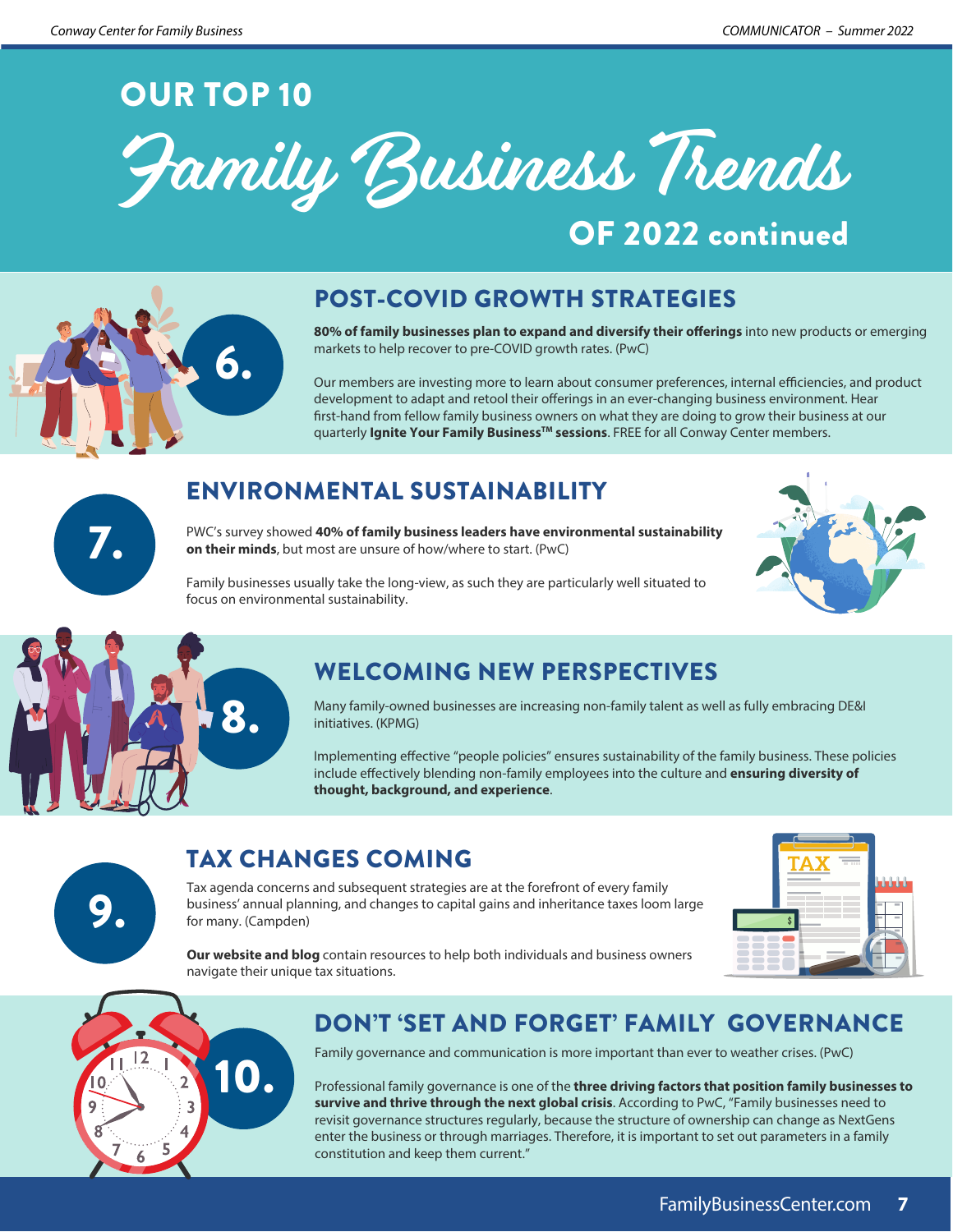# OUR TOP 10 Family Business Trends OF 2022 continued

## 6. POST-COVID GROWTH STRATEGIES

**80% of family businesses plan to expand and diversify their offerings** into new products or emerging markets to help recover to pre-COVID growth rates. (PwC)

Our members are investing more to learn about consumer preferences, internal efficiencies, and product development to adapt and retool their offerings in an ever-changing business environment. Hear first-hand from fellow family business owners on what they are doing to grow their business at our quarterly **Ignite Your Family Business™ sessions**. FREE for all Conway Center members.

## 7. ENVIRONMENTAL SUSTAINABILITY

PWC's survey showed **40% of family business leaders have environmental sustainability on their minds**, but most are unsure of how/where to start. (PwC)

Family businesses usually take the long-view, as such they are particularly well situated to focus on environmental sustainability.

## 8. WELCOMING NEW PERSPECTIVES

Many family-owned businesses are increasing non-family talent as well as fully embracing DE&I initiatives. (KPMG)

Implementing effective "people policies" ensures sustainability of the family business. These policies include effectively blending non-family employees into the culture and **ensuring diversity of thought, background, and experience**.

## 9. TAX CHANGES COMING

Tax agenda concerns and subsequent strategies are at the forefront of every family business' annual planning, and changes to capital gains and inheritance taxes loom large for many. (Campden)

**Our website and blog** contain resources to help both individuals and business owners navigate their unique tax situations.

## 10. DON'T 'SET AND FORGET' FAMILY GOVERNANCE

Family governance and communication is more important than ever to weather crises. (PwC)

Professional family governance is one of the **three driving factors that position family businesses to survive and thrive through the next global crisis**. According to PwC, "Family businesses need to revisit governance structures regularly, because the structure of ownership can change as NextGens enter the business or through marriages. Therefore, it is important to set out parameters in a family constitution and keep them current."

FamilyBusinessCenter.com